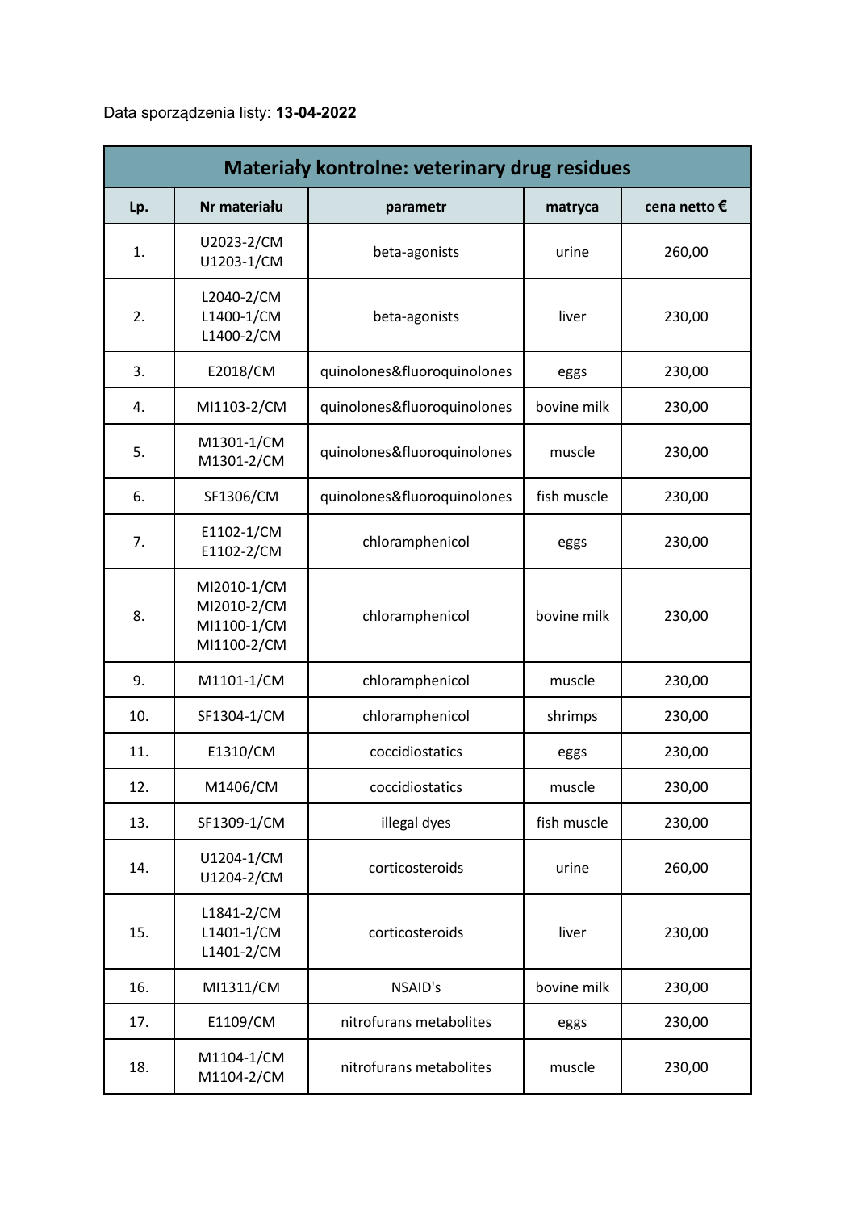Data sporządzenia listy: **13-04-2022**

| Materiały kontrolne: veterinary drug residues | | | | |
|---|---|---|---|---|
| **Lp.** | **Nr materiału** | **parametr** | **matryca** | **cena netto €** |
| 1. | U2023-2/CM<br>U1203-1/CM | beta-agonists | urine | 260,00 |
| 2. | L2040-2/CM<br>L1400-1/CM<br>L1400-2/CM | beta-agonists | liver | 230,00 |
| 3. | E2018/CM | quinolones&fluoroquinolones | eggs | 230,00 |
| 4. | MI1103-2/CM | quinolones&fluoroquinolones | bovine milk | 230,00 |
| 5. | M1301-1/CM<br>M1301-2/CM | quinolones&fluoroquinolones | muscle | 230,00 |
| 6. | SF1306/CM | quinolones&fluoroquinolones | fish muscle | 230,00 |
| 7. | E1102-1/CM<br>E1102-2/CM | chloramphenicol | eggs | 230,00 |
| 8. | MI2010-1/CM<br>MI2010-2/CM<br>MI1100-1/CM<br>MI1100-2/CM | chloramphenicol | bovine milk | 230,00 |
| 9. | M1101-1/CM | chloramphenicol | muscle | 230,00 |
| 10. | SF1304-1/CM | chloramphenicol | shrimps | 230,00 |
| 11. | E1310/CM | coccidiostatics | eggs | 230,00 |
| 12. | M1406/CM | coccidiostatics | muscle | 230,00 |
| 13. | SF1309-1/CM | illegal dyes | fish muscle | 230,00 |
| 14. | U1204-1/CM<br>U1204-2/CM | corticosteroids | urine | 260,00 |
| 15. | L1841-2/CM<br>L1401-1/CM<br>L1401-2/CM | corticosteroids | liver | 230,00 |
| 16. | MI1311/CM | NSAID's | bovine milk | 230,00 |
| 17. | E1109/CM | nitrofurans metabolites | eggs | 230,00 |
| 18. | M1104-1/CM<br>M1104-2/CM | nitrofurans metabolites | muscle | 230,00 |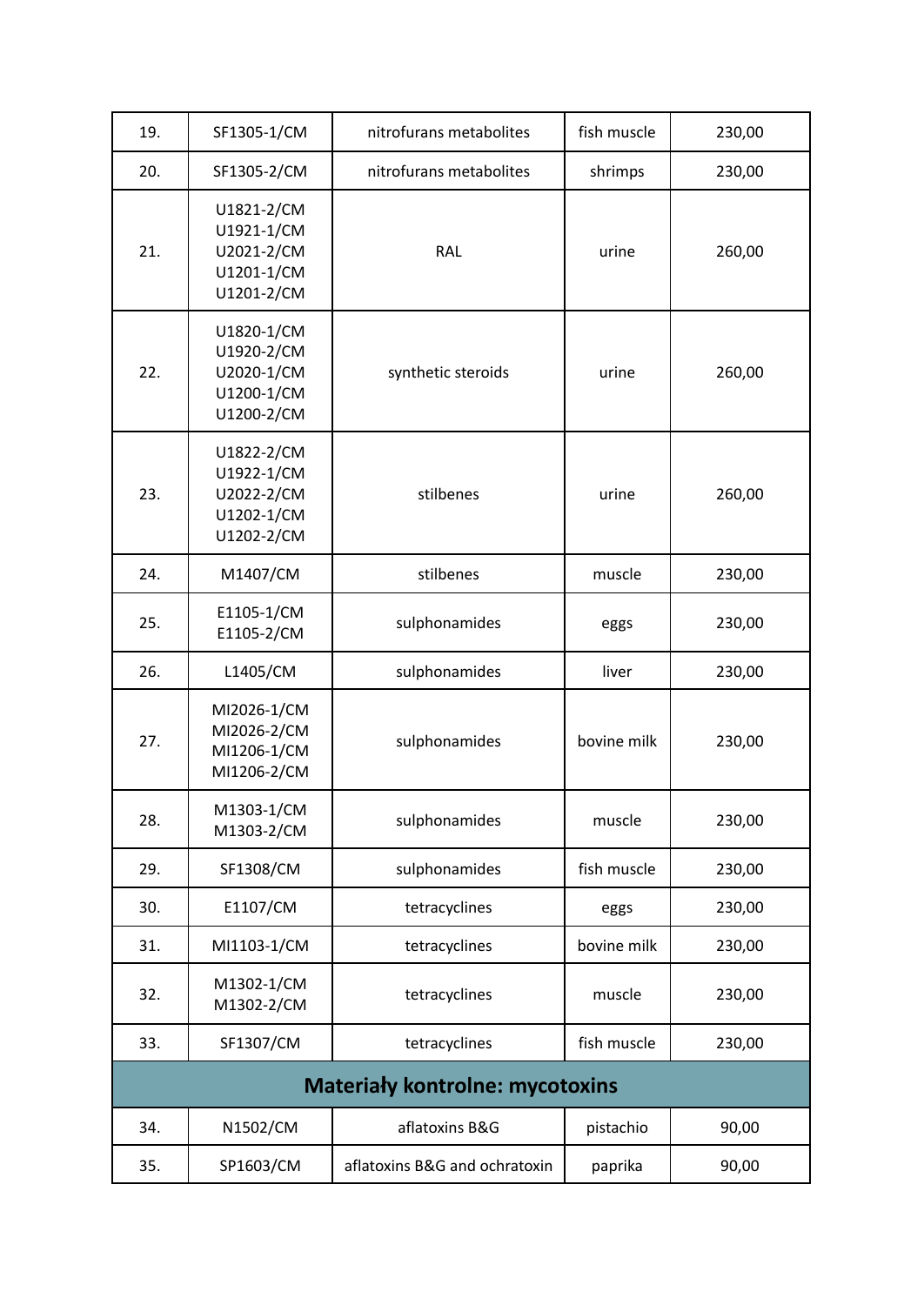| | | | | |
|---|---|---|---|---|
| 19. | SF1305-1/CM | nitrofurans metabolites | fish muscle | 230,00 |
| 20. | SF1305-2/CM | nitrofurans metabolites | shrimps | 230,00 |
| 21. | U1821-2/CM<br>U1921-1/CM<br>U2021-2/CM<br>U1201-1/CM<br>U1201-2/CM | RAL | urine | 260,00 |
| 22. | U1820-1/CM<br>U1920-2/CM<br>U2020-1/CM<br>U1200-1/CM<br>U1200-2/CM | synthetic steroids | urine | 260,00 |
| 23. | U1822-2/CM<br>U1922-1/CM<br>U2022-2/CM<br>U1202-1/CM<br>U1202-2/CM | stilbenes | urine | 260,00 |
| 24. | M1407/CM | stilbenes | muscle | 230,00 |
| 25. | E1105-1/CM<br>E1105-2/CM | sulphonamides | eggs | 230,00 |
| 26. | L1405/CM | sulphonamides | liver | 230,00 |
| 27. | MI2026-1/CM<br>MI2026-2/CM<br>MI1206-1/CM<br>MI1206-2/CM | sulphonamides | bovine milk | 230,00 |
| 28. | M1303-1/CM<br>M1303-2/CM | sulphonamides | muscle | 230,00 |
| 29. | SF1308/CM | sulphonamides | fish muscle | 230,00 |
| 30. | E1107/CM | tetracyclines | eggs | 230,00 |
| 31. | MI1103-1/CM | tetracyclines | bovine milk | 230,00 |
| 32. | M1302-1/CM<br>M1302-2/CM | tetracyclines | muscle | 230,00 |
| 33. | SF1307/CM | tetracyclines | fish muscle | 230,00 |
| **Materiały kontrolne: mycotoxins** | | | | |
| 34. | N1502/CM | aflatoxins B&G | pistachio | 90,00 |
| 35. | SP1603/CM | aflatoxins B&G and ochratoxin | paprika | 90,00 |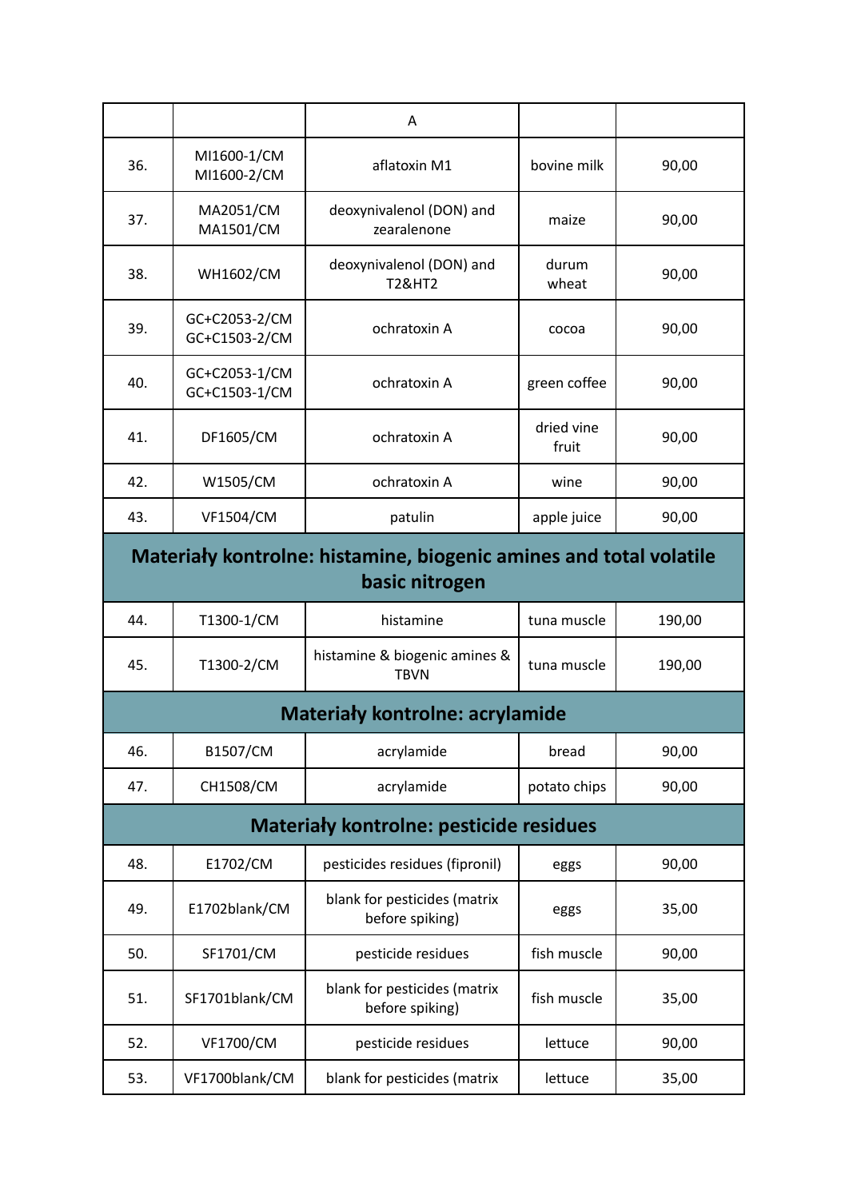|  |  | A |  |  |
|---|---|---|---|---|
| 36. | MI1600-1/CM MI1600-2/CM | aflatoxin M1 | bovine milk | 90,00 |
| 37. | MA2051/CM MA1501/CM | deoxynivalenol (DON) and zearalenone | maize | 90,00 |
| 38. | WH1602/CM | deoxynivalenol (DON) and T2&HT2 | durum wheat | 90,00 |
| 39. | GC+C2053-2/CM GC+C1503-2/CM | ochratoxin A | cocoa | 90,00 |
| 40. | GC+C2053-1/CM GC+C1503-1/CM | ochratoxin A | green coffee | 90,00 |
| 41. | DF1605/CM | ochratoxin A | dried vine fruit | 90,00 |
| 42. | W1505/CM | ochratoxin A | wine | 90,00 |
| 43. | VF1504/CM | patulin | apple juice | 90,00 |
| **Materiały kontrolne: histamine, biogenic amines and total volatile basic nitrogen** | | | | |
| 44. | T1300-1/CM | histamine | tuna muscle | 190,00 |
| 45. | T1300-2/CM | histamine & biogenic amines & TBVN | tuna muscle | 190,00 |
| **Materiały kontrolne: acrylamide** | | | | |
| 46. | B1507/CM | acrylamide | bread | 90,00 |
| 47. | CH1508/CM | acrylamide | potato chips | 90,00 |
| **Materiały kontrolne: pesticide residues** | | | | |
| 48. | E1702/CM | pesticides residues (fipronil) | eggs | 90,00 |
| 49. | E1702blank/CM | blank for pesticides (matrix before spiking) | eggs | 35,00 |
| 50. | SF1701/CM | pesticide residues | fish muscle | 90,00 |
| 51. | SF1701blank/CM | blank for pesticides (matrix before spiking) | fish muscle | 35,00 |
| 52. | VF1700/CM | pesticide residues | lettuce | 90,00 |
| 53. | VF1700blank/CM | blank for pesticides (matrix | lettuce | 35,00 |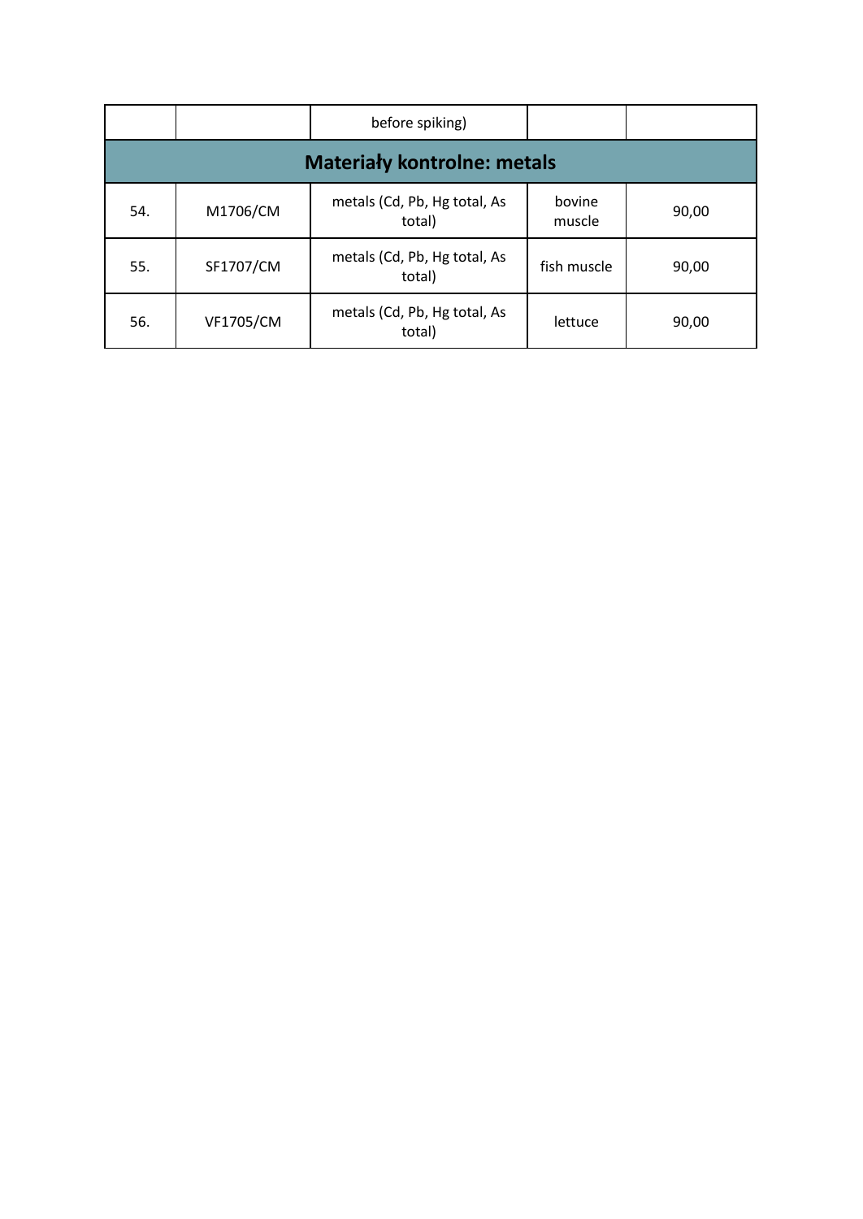| | | | | |
|---|---|---|---|---|
| | | before spiking) | | |
| **Materiały kontrolne: metals** | | | | |
| 54. | M1706/CM | metals (Cd, Pb, Hg total, As total) | bovine muscle | 90,00 |
| 55. | SF1707/CM | metals (Cd, Pb, Hg total, As total) | fish muscle | 90,00 |
| 56. | VF1705/CM | metals (Cd, Pb, Hg total, As total) | lettuce | 90,00 |